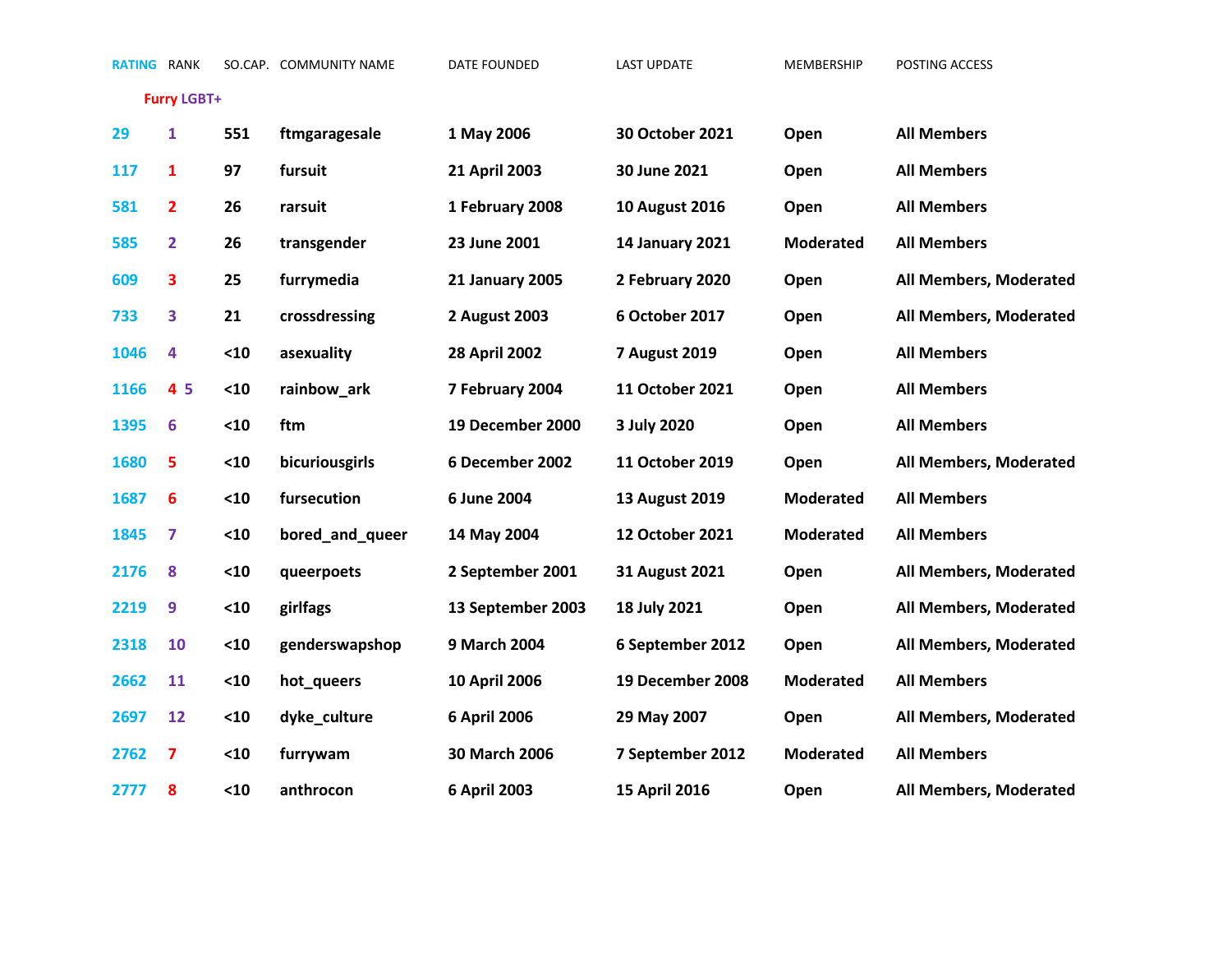| RATING | RANK | SO.CAP. | COMMUNITY NAME | DATE FOUNDED | LAST UPDATE | MEMBERSHIP | POSTING ACCESS |
|---|---|---|---|---|---|---|---|
| | Furry LGBT+ | | | | | | |
| 29 | 1 | 551 | ftmgaragesale | 1 May 2006 | 30 October 2021 | Open | All Members |
| 117 | 1 | 97 | fursuit | 21 April 2003 | 30 June 2021 | Open | All Members |
| 581 | 2 | 26 | rarsuit | 1 February 2008 | 10 August 2016 | Open | All Members |
| 585 | 2 | 26 | transgender | 23 June 2001 | 14 January 2021 | Moderated | All Members |
| 609 | 3 | 25 | furrymedia | 21 January 2005 | 2 February 2020 | Open | All Members, Moderated |
| 733 | 3 | 21 | crossdressing | 2 August 2003 | 6 October 2017 | Open | All Members, Moderated |
| 1046 | 4 | <10 | asexuality | 28 April 2002 | 7 August 2019 | Open | All Members |
| 1166 | 4 5 | <10 | rainbow_ark | 7 February 2004 | 11 October 2021 | Open | All Members |
| 1395 | 6 | <10 | ftm | 19 December 2000 | 3 July 2020 | Open | All Members |
| 1680 | 5 | <10 | bicuriousgirls | 6 December 2002 | 11 October 2019 | Open | All Members, Moderated |
| 1687 | 6 | <10 | fursecution | 6 June 2004 | 13 August 2019 | Moderated | All Members |
| 1845 | 7 | <10 | bored_and_queer | 14 May 2004 | 12 October 2021 | Moderated | All Members |
| 2176 | 8 | <10 | queerpoets | 2 September 2001 | 31 August 2021 | Open | All Members, Moderated |
| 2219 | 9 | <10 | girlfags | 13 September 2003 | 18 July 2021 | Open | All Members, Moderated |
| 2318 | 10 | <10 | genderswapshop | 9 March 2004 | 6 September 2012 | Open | All Members, Moderated |
| 2662 | 11 | <10 | hot_queers | 10 April 2006 | 19 December 2008 | Moderated | All Members |
| 2697 | 12 | <10 | dyke_culture | 6 April 2006 | 29 May 2007 | Open | All Members, Moderated |
| 2762 | 7 | <10 | furrywam | 30 March 2006 | 7 September 2012 | Moderated | All Members |
| 2777 | 8 | <10 | anthrocon | 6 April 2003 | 15 April 2016 | Open | All Members, Moderated |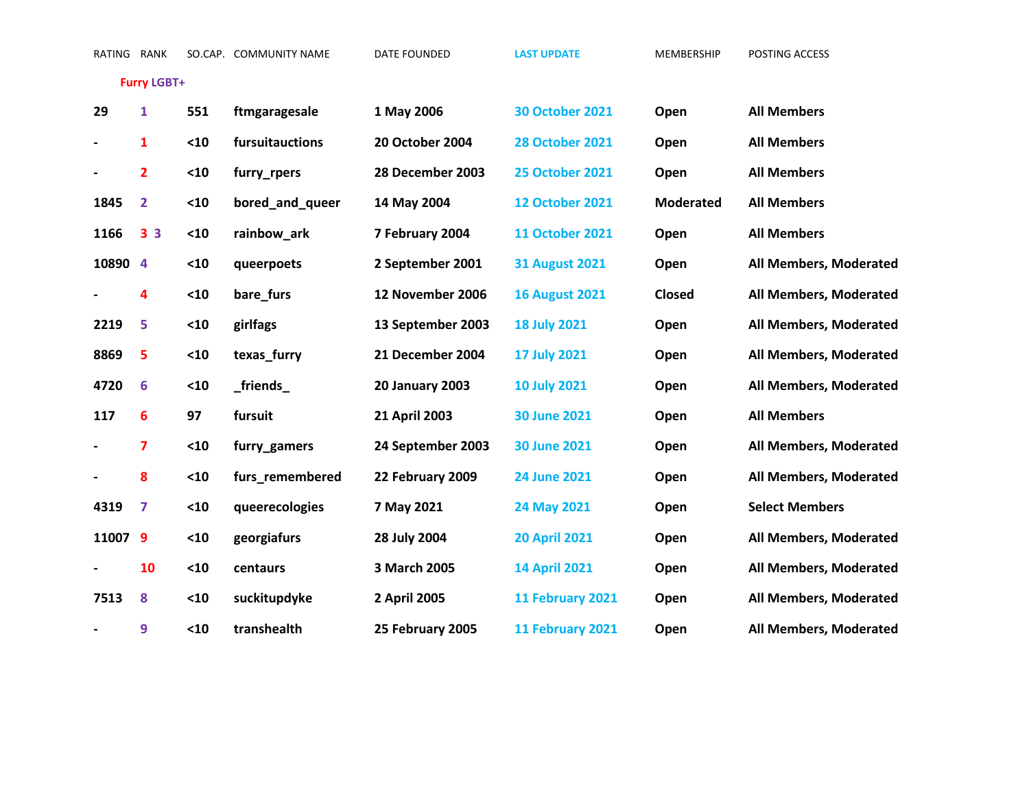| RATING | RANK | SO.CAP. | COMMUNITY NAME | DATE FOUNDED | LAST UPDATE | MEMBERSHIP | POSTING ACCESS |
|---|---|---|---|---|---|---|---|
| | Furry LGBT+ | | | | | | |
| **29** | **1** | **551** | **ftmgaragesale** | **1 May 2006** | **30 October 2021** | **Open** | **All Members** |
| **-** | **1** | **<10** | **fursuitauctions** | **20 October 2004** | **28 October 2021** | **Open** | **All Members** |
| **-** | **2** | **<10** | **furry_rpers** | **28 December 2003** | **25 October 2021** | **Open** | **All Members** |
| **1845** | **2** | **<10** | **bored_and_queer** | **14 May 2004** | **12 October 2021** | **Moderated** | **All Members** |
| **1166** | **3 3** | **<10** | **rainbow_ark** | **7 February 2004** | **11 October 2021** | **Open** | **All Members** |
| **10890** | **4** | **<10** | **queerpoets** | **2 September 2001** | **31 August 2021** | **Open** | **All Members, Moderated** |
| **-** | **4** | **<10** | **bare_furs** | **12 November 2006** | **16 August 2021** | **Closed** | **All Members, Moderated** |
| **2219** | **5** | **<10** | **girlfags** | **13 September 2003** | **18 July 2021** | **Open** | **All Members, Moderated** |
| **8869** | **5** | **<10** | **texas_furry** | **21 December 2004** | **17 July 2021** | **Open** | **All Members, Moderated** |
| **4720** | **6** | **<10** | **_friends_** | **20 January 2003** | **10 July 2021** | **Open** | **All Members, Moderated** |
| **117** | **6** | **97** | **fursuit** | **21 April 2003** | **30 June 2021** | **Open** | **All Members** |
| **-** | **7** | **<10** | **furry_gamers** | **24 September 2003** | **30 June 2021** | **Open** | **All Members, Moderated** |
| **-** | **8** | **<10** | **furs_remembered** | **22 February 2009** | **24 June 2021** | **Open** | **All Members, Moderated** |
| **4319** | **7** | **<10** | **queerecologies** | **7 May 2021** | **24 May 2021** | **Open** | **Select Members** |
| **11007** | **9** | **<10** | **georgiafurs** | **28 July 2004** | **20 April 2021** | **Open** | **All Members, Moderated** |
| **-** | **10** | **<10** | **centaurs** | **3 March 2005** | **14 April 2021** | **Open** | **All Members, Moderated** |
| **7513** | **8** | **<10** | **suckitupdyke** | **2 April 2005** | **11 February 2021** | **Open** | **All Members, Moderated** |
| **-** | **9** | **<10** | **transhealth** | **25 February 2005** | **11 February 2021** | **Open** | **All Members, Moderated** |